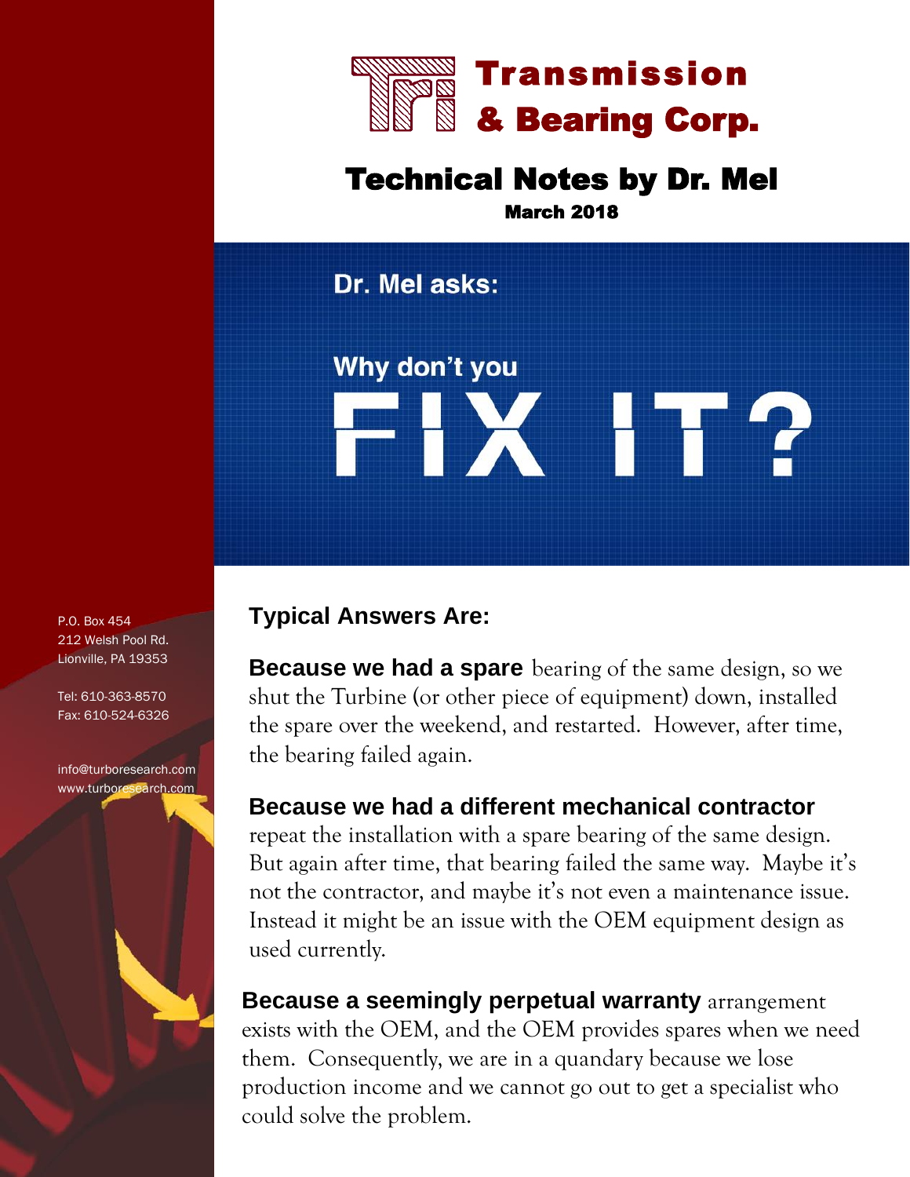# Transmission & Bearing Corp.

## Technical Notes by Dr. Mel

**March 2018**

P.O. Box 454
212 Welsh Pool Rd.
Lionville, PA 19353

Tel: 610-363-8570
Fax: 610-524-6326

info@turboresearch.com
www.turboresearch.com

## Dr. Mel asks:

# Why don't you FIX IT?

### Typical Answers Are:

**Because we had a spare** bearing of the same design, so we shut the Turbine (or other piece of equipment) down, installed the spare over the weekend, and restarted. However, after time, the bearing failed again.

**Because we had a different mechanical contractor** repeat the installation with a spare bearing of the same design. But again after time, that bearing failed the same way. Maybe it's not the contractor, and maybe it's not even a maintenance issue. Instead it might be an issue with the OEM equipment design as used currently.

**Because a seemingly perpetual warranty** arrangement exists with the OEM, and the OEM provides spares when we need them. Consequently, we are in a quandary because we lose production income and we cannot go out to get a specialist who could solve the problem.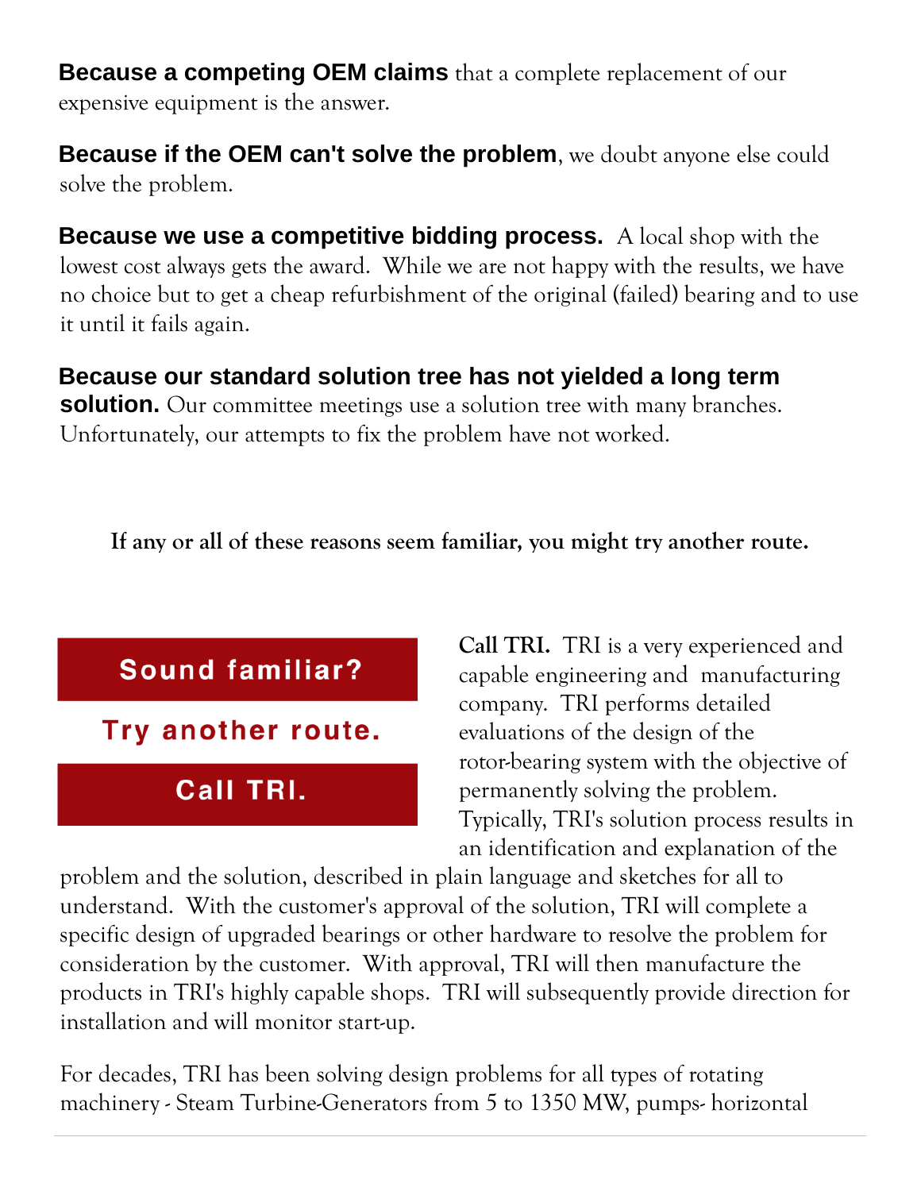**Because a competing OEM claims** that a complete replacement of our expensive equipment is the answer.

**Because if the OEM can't solve the problem**, we doubt anyone else could solve the problem.

**Because we use a competitive bidding process.** A local shop with the lowest cost always gets the award. While we are not happy with the results, we have no choice but to get a cheap refurbishment of the original (failed) bearing and to use it until it fails again.

**Because our standard solution tree has not yielded a long term solution.** Our committee meetings use a solution tree with many branches. Unfortunately, our attempts to fix the problem have not worked.

**If any or all of these reasons seem familiar, you might try another route.**

**Sound familiar?**

**Try another route.**

**Call TRI.**

**Call TRI.** TRI is a very experienced and capable engineering and manufacturing company. TRI performs detailed evaluations of the design of the rotor-bearing system with the objective of permanently solving the problem. Typically, TRI's solution process results in an identification and explanation of the problem and the solution, described in plain language and sketches for all to understand. With the customer's approval of the solution, TRI will complete a specific design of upgraded bearings or other hardware to resolve the problem for consideration by the customer. With approval, TRI will then manufacture the products in TRI's highly capable shops. TRI will subsequently provide direction for installation and will monitor start-up.

For decades, TRI has been solving design problems for all types of rotating machinery - Steam Turbine-Generators from 5 to 1350 MW, pumps- horizontal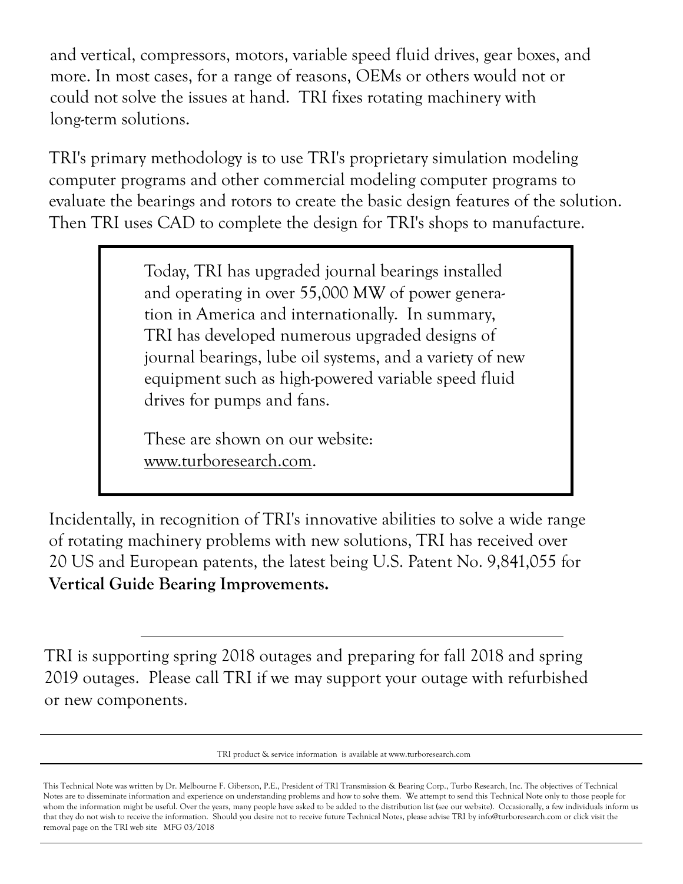and vertical, compressors, motors, variable speed fluid drives, gear boxes, and more. In most cases, for a range of reasons, OEMs or others would not or could not solve the issues at hand. TRI fixes rotating machinery with long-term solutions.

TRI's primary methodology is to use TRI's proprietary simulation modeling computer programs and other commercial modeling computer programs to evaluate the bearings and rotors to create the basic design features of the solution. Then TRI uses CAD to complete the design for TRI's shops to manufacture.

> Today, TRI has upgraded journal bearings installed and operating in over 55,000 MW of power generation in America and internationally. In summary, TRI has developed numerous upgraded designs of journal bearings, lube oil systems, and a variety of new equipment such as high-powered variable speed fluid drives for pumps and fans.
>
> These are shown on our website: www.turboresearch.com.

Incidentally, in recognition of TRI's innovative abilities to solve a wide range of rotating machinery problems with new solutions, TRI has received over 20 US and European patents, the latest being U.S. Patent No. 9,841,055 for **Vertical Guide Bearing Improvements.**

---

TRI is supporting spring 2018 outages and preparing for fall 2018 and spring 2019 outages. Please call TRI if we may support your outage with refurbished or new components.

---

TRI product & service information is available at www.turboresearch.com

---

This Technical Note was written by Dr. Melbourne F. Giberson, P.E., President of TRI Transmission & Bearing Corp., Turbo Research, Inc. The objectives of Technical Notes are to disseminate information and experience on understanding problems and how to solve them. We attempt to send this Technical Note only to those people for whom the information might be useful. Over the years, many people have asked to be added to the distribution list (see our website). Occasionally, a few individuals inform us that they do not wish to receive the information. Should you desire not to receive future Technical Notes, please advise TRI by info@turboresearch.com or click visit the removal page on the TRI web site MFG 03/2018